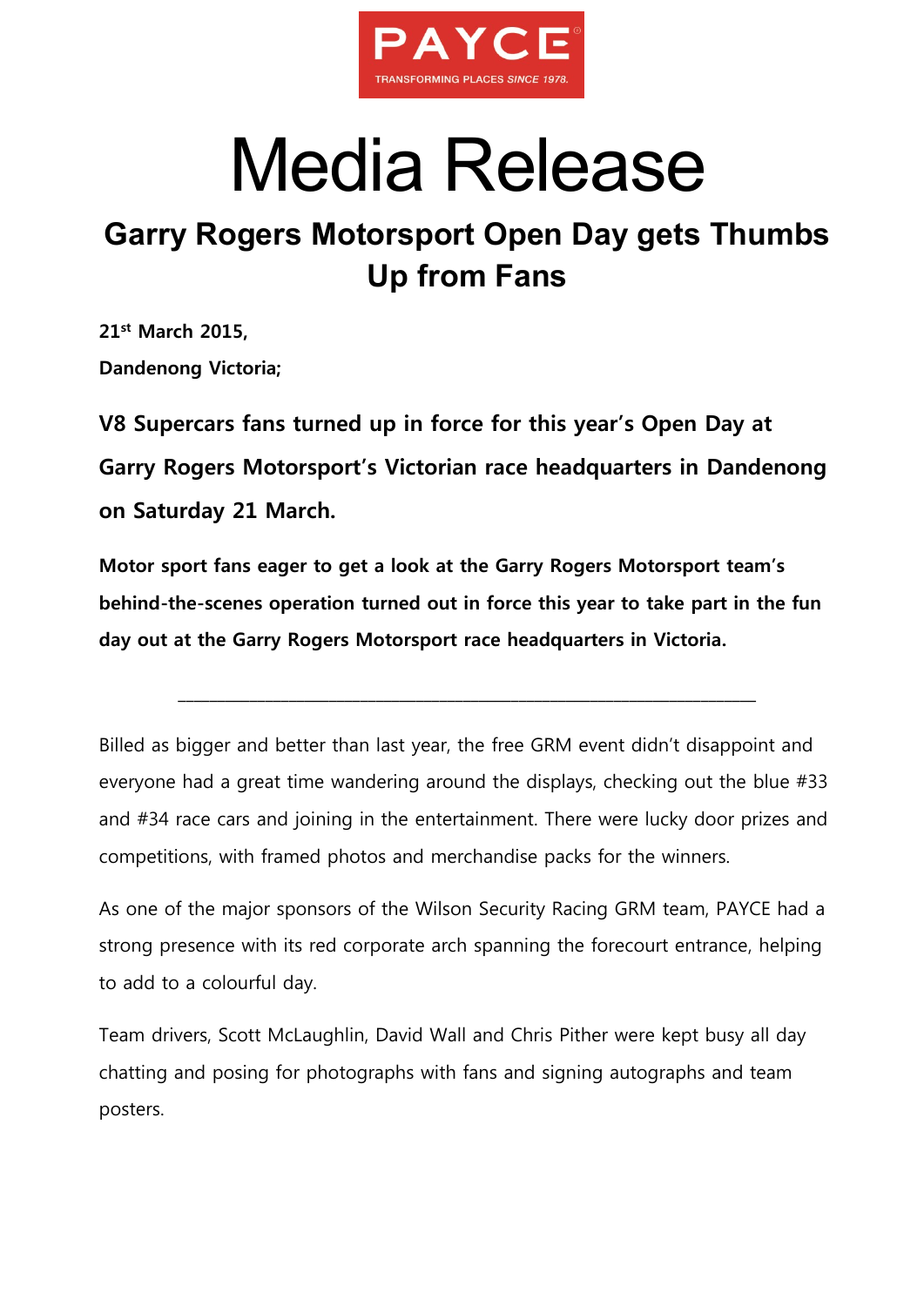PAYCE

TRANSFORMING PLACES SINCE 1978.

# Media Release

## Garry Rogers Motorsport Open Day gets Thumbs Up from Fans

**21st March 2015,**

**Dandenong Victoria;**

**V8 Supercars fans turned up in force for this year's Open Day at Garry Rogers Motorsport's Victorian race headquarters in Dandenong on Saturday 21 March.**

**Motor sport fans eager to get a look at the Garry Rogers Motorsport team's behind-the-scenes operation turned out in force this year to take part in the fun day out at the Garry Rogers Motorsport race headquarters in Victoria.**

---

Billed as bigger and better than last year, the free GRM event didn't disappoint and everyone had a great time wandering around the displays, checking out the blue #33 and #34 race cars and joining in the entertainment. There were lucky door prizes and competitions, with framed photos and merchandise packs for the winners.

As one of the major sponsors of the Wilson Security Racing GRM team, PAYCE had a strong presence with its red corporate arch spanning the forecourt entrance, helping to add to a colourful day.

Team drivers, Scott McLaughlin, David Wall and Chris Pither were kept busy all day chatting and posing for photographs with fans and signing autographs and team posters.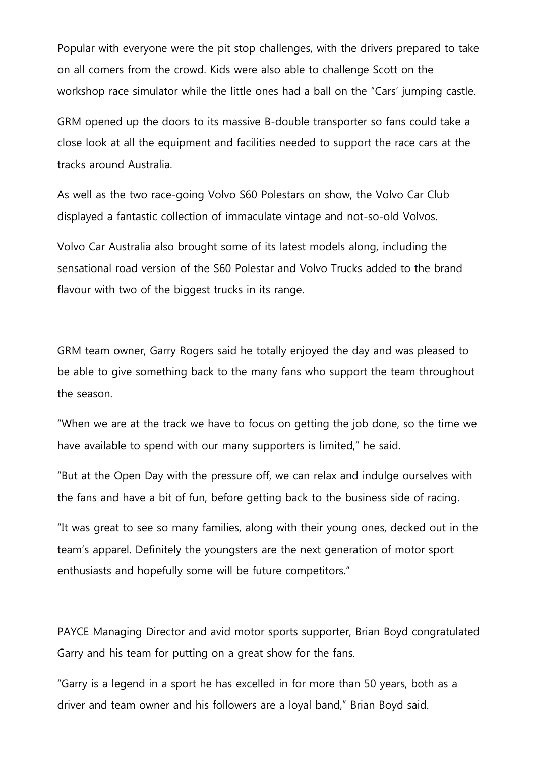Popular with everyone were the pit stop challenges, with the drivers prepared to take on all comers from the crowd. Kids were also able to challenge Scott on the workshop race simulator while the little ones had a ball on the "Cars' jumping castle.

GRM opened up the doors to its massive B-double transporter so fans could take a close look at all the equipment and facilities needed to support the race cars at the tracks around Australia.

As well as the two race-going Volvo S60 Polestars on show, the Volvo Car Club displayed a fantastic collection of immaculate vintage and not-so-old Volvos.

Volvo Car Australia also brought some of its latest models along, including the sensational road version of the S60 Polestar and Volvo Trucks added to the brand flavour with two of the biggest trucks in its range.

GRM team owner, Garry Rogers said he totally enjoyed the day and was pleased to be able to give something back to the many fans who support the team throughout the season.

"When we are at the track we have to focus on getting the job done, so the time we have available to spend with our many supporters is limited," he said.

"But at the Open Day with the pressure off, we can relax and indulge ourselves with the fans and have a bit of fun, before getting back to the business side of racing.

"It was great to see so many families, along with their young ones, decked out in the team's apparel. Definitely the youngsters are the next generation of motor sport enthusiasts and hopefully some will be future competitors."

PAYCE Managing Director and avid motor sports supporter, Brian Boyd congratulated Garry and his team for putting on a great show for the fans.

"Garry is a legend in a sport he has excelled in for more than 50 years, both as a driver and team owner and his followers are a loyal band," Brian Boyd said.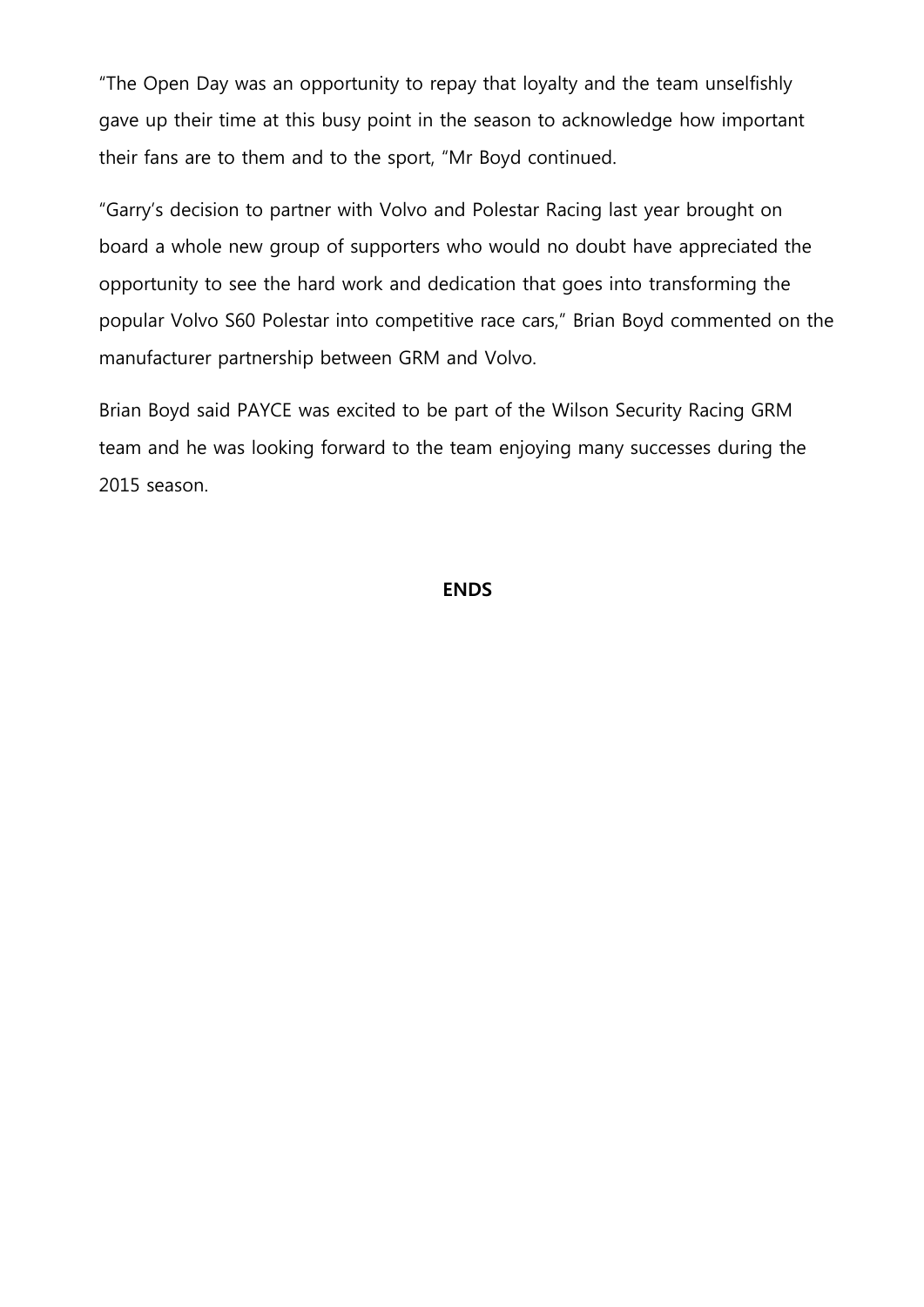"The Open Day was an opportunity to repay that loyalty and the team unselfishly gave up their time at this busy point in the season to acknowledge how important their fans are to them and to the sport, "Mr Boyd continued.

"Garry's decision to partner with Volvo and Polestar Racing last year brought on board a whole new group of supporters who would no doubt have appreciated the opportunity to see the hard work and dedication that goes into transforming the popular Volvo S60 Polestar into competitive race cars," Brian Boyd commented on the manufacturer partnership between GRM and Volvo.

Brian Boyd said PAYCE was excited to be part of the Wilson Security Racing GRM team and he was looking forward to the team enjoying many successes during the 2015 season.

**ENDS**